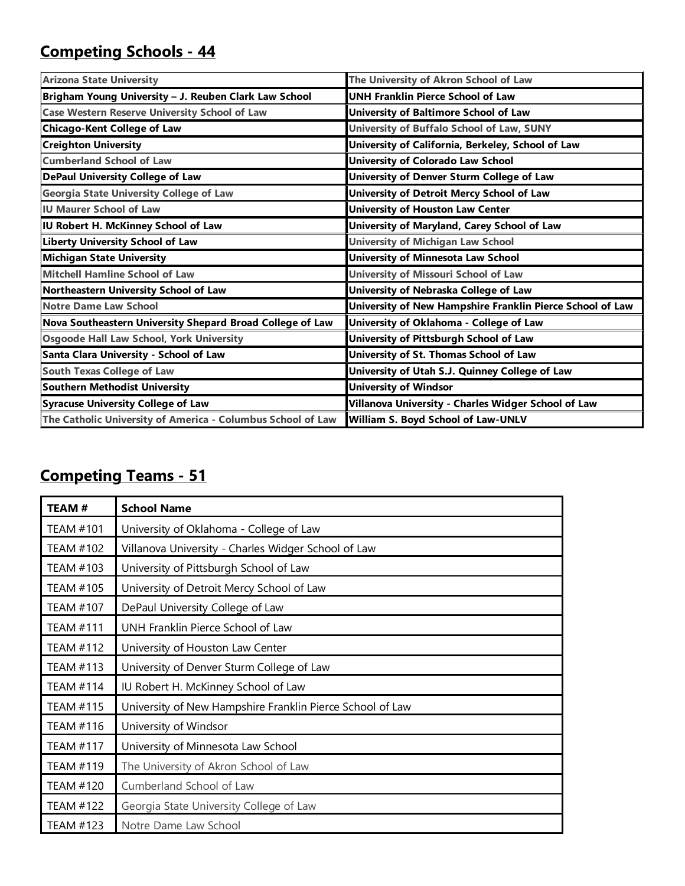## Competing Schools - 44

| | |
|---|---|
| **Arizona State University** | **The University of Akron School of Law** |
| **Brigham Young University – J. Reuben Clark Law School** | **UNH Franklin Pierce School of Law** |
| **Case Western Reserve University School of Law** | **University of Baltimore School of Law** |
| **Chicago-Kent College of Law** | **University of Buffalo School of Law, SUNY** |
| **Creighton University** | **University of California, Berkeley, School of Law** |
| **Cumberland School of Law** | **University of Colorado Law School** |
| **DePaul University College of Law** | **University of Denver Sturm College of Law** |
| **Georgia State University College of Law** | **University of Detroit Mercy School of Law** |
| **IU Maurer School of Law** | **University of Houston Law Center** |
| **IU Robert H. McKinney School of Law** | **University of Maryland, Carey School of Law** |
| **Liberty University School of Law** | **University of Michigan Law School** |
| **Michigan State University** | **University of Minnesota Law School** |
| **Mitchell Hamline School of Law** | **University of Missouri School of Law** |
| **Northeastern University School of Law** | **University of Nebraska College of Law** |
| **Notre Dame Law School** | **University of New Hampshire Franklin Pierce School of Law** |
| **Nova Southeastern University Shepard Broad College of Law** | **University of Oklahoma - College of Law** |
| **Osgoode Hall Law School, York University** | **University of Pittsburgh School of Law** |
| **Santa Clara University - School of Law** | **University of St. Thomas School of Law** |
| **South Texas College of Law** | **University of Utah S.J. Quinney College of Law** |
| **Southern Methodist University** | **University of Windsor** |
| **Syracuse University College of Law** | **Villanova University - Charles Widger School of Law** |
| **The Catholic University of America - Columbus School of Law** | **William S. Boyd School of Law-UNLV** |

## Competing Teams - 51

| TEAM # | School Name |
|---|---|
| TEAM #101 | University of Oklahoma - College of Law |
| TEAM #102 | Villanova University - Charles Widger School of Law |
| TEAM #103 | University of Pittsburgh School of Law |
| TEAM #105 | University of Detroit Mercy School of Law |
| TEAM #107 | DePaul University College of Law |
| TEAM #111 | UNH Franklin Pierce School of Law |
| TEAM #112 | University of Houston Law Center |
| TEAM #113 | University of Denver Sturm College of Law |
| TEAM #114 | IU Robert H. McKinney School of Law |
| TEAM #115 | University of New Hampshire Franklin Pierce School of Law |
| TEAM #116 | University of Windsor |
| TEAM #117 | University of Minnesota Law School |
| TEAM #119 | The University of Akron School of Law |
| TEAM #120 | Cumberland School of Law |
| TEAM #122 | Georgia State University College of Law |
| TEAM #123 | Notre Dame Law School |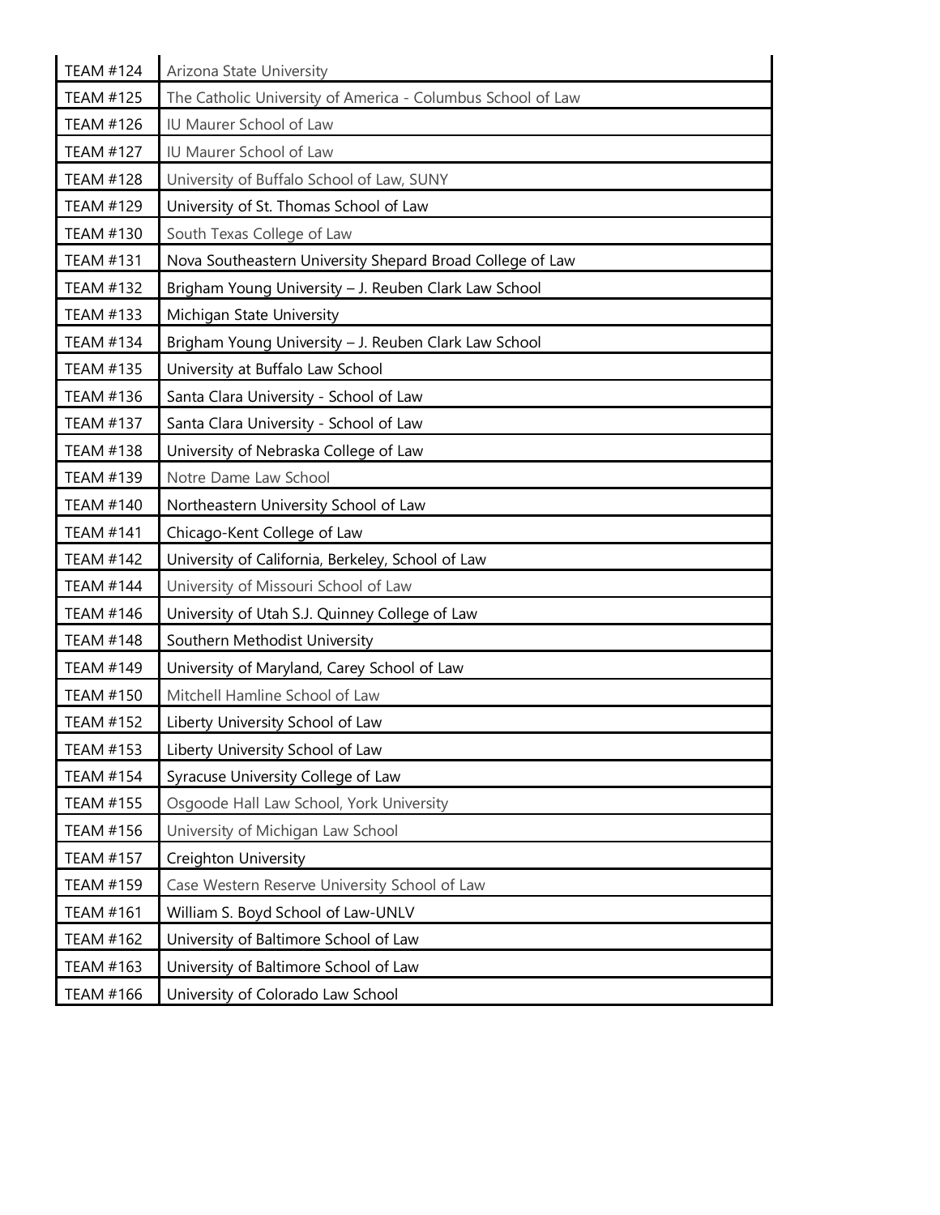| | |
|---|---|
| TEAM #124 | Arizona State University |
| TEAM #125 | The Catholic University of America - Columbus School of Law |
| TEAM #126 | IU Maurer School of Law |
| TEAM #127 | IU Maurer School of Law |
| TEAM #128 | University of Buffalo School of Law, SUNY |
| TEAM #129 | University of St. Thomas School of Law |
| TEAM #130 | South Texas College of Law |
| TEAM #131 | Nova Southeastern University Shepard Broad College of Law |
| TEAM #132 | Brigham Young University – J. Reuben Clark Law School |
| TEAM #133 | Michigan State University |
| TEAM #134 | Brigham Young University – J. Reuben Clark Law School |
| TEAM #135 | University at Buffalo Law School |
| TEAM #136 | Santa Clara University - School of Law |
| TEAM #137 | Santa Clara University - School of Law |
| TEAM #138 | University of Nebraska College of Law |
| TEAM #139 | Notre Dame Law School |
| TEAM #140 | Northeastern University School of Law |
| TEAM #141 | Chicago-Kent College of Law |
| TEAM #142 | University of California, Berkeley, School of Law |
| TEAM #144 | University of Missouri School of Law |
| TEAM #146 | University of Utah S.J. Quinney College of Law |
| TEAM #148 | Southern Methodist University |
| TEAM #149 | University of Maryland, Carey School of Law |
| TEAM #150 | Mitchell Hamline School of Law |
| TEAM #152 | Liberty University School of Law |
| TEAM #153 | Liberty University School of Law |
| TEAM #154 | Syracuse University College of Law |
| TEAM #155 | Osgoode Hall Law School, York University |
| TEAM #156 | University of Michigan Law School |
| TEAM #157 | Creighton University |
| TEAM #159 | Case Western Reserve University School of Law |
| TEAM #161 | William S. Boyd School of Law-UNLV |
| TEAM #162 | University of Baltimore School of Law |
| TEAM #163 | University of Baltimore School of Law |
| TEAM #166 | University of Colorado Law School |